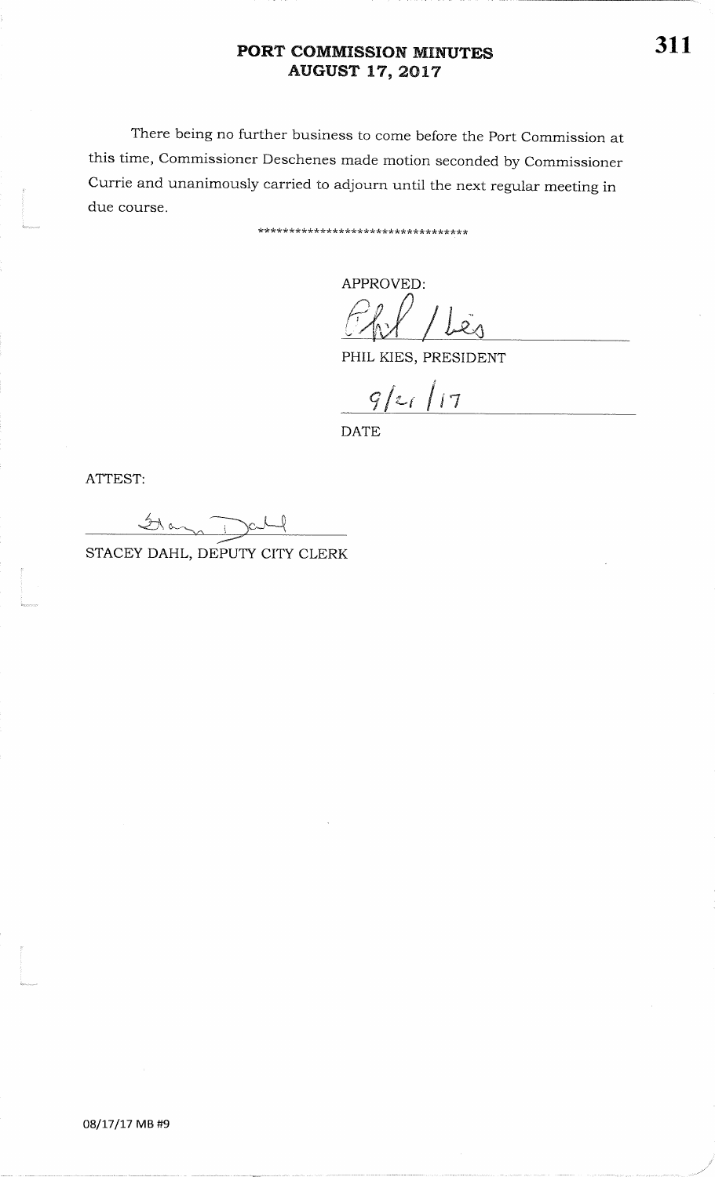# PORT COMMISSION MINUTES
## AUGUST 17, 2017

There being no further business to come before the Port Commission at this time, Commissioner Deschenes made motion seconded by Commissioner Currie and unanimously carried to adjourn until the next regular meeting in due course.

**********************************

APPROVED:

Phil Kies

PHIL KIES, PRESIDENT

9/21/17

DATE

ATTEST:

Stacey Dahl

STACEY DAHL, DEPUTY CITY CLERK

08/17/17 MB #9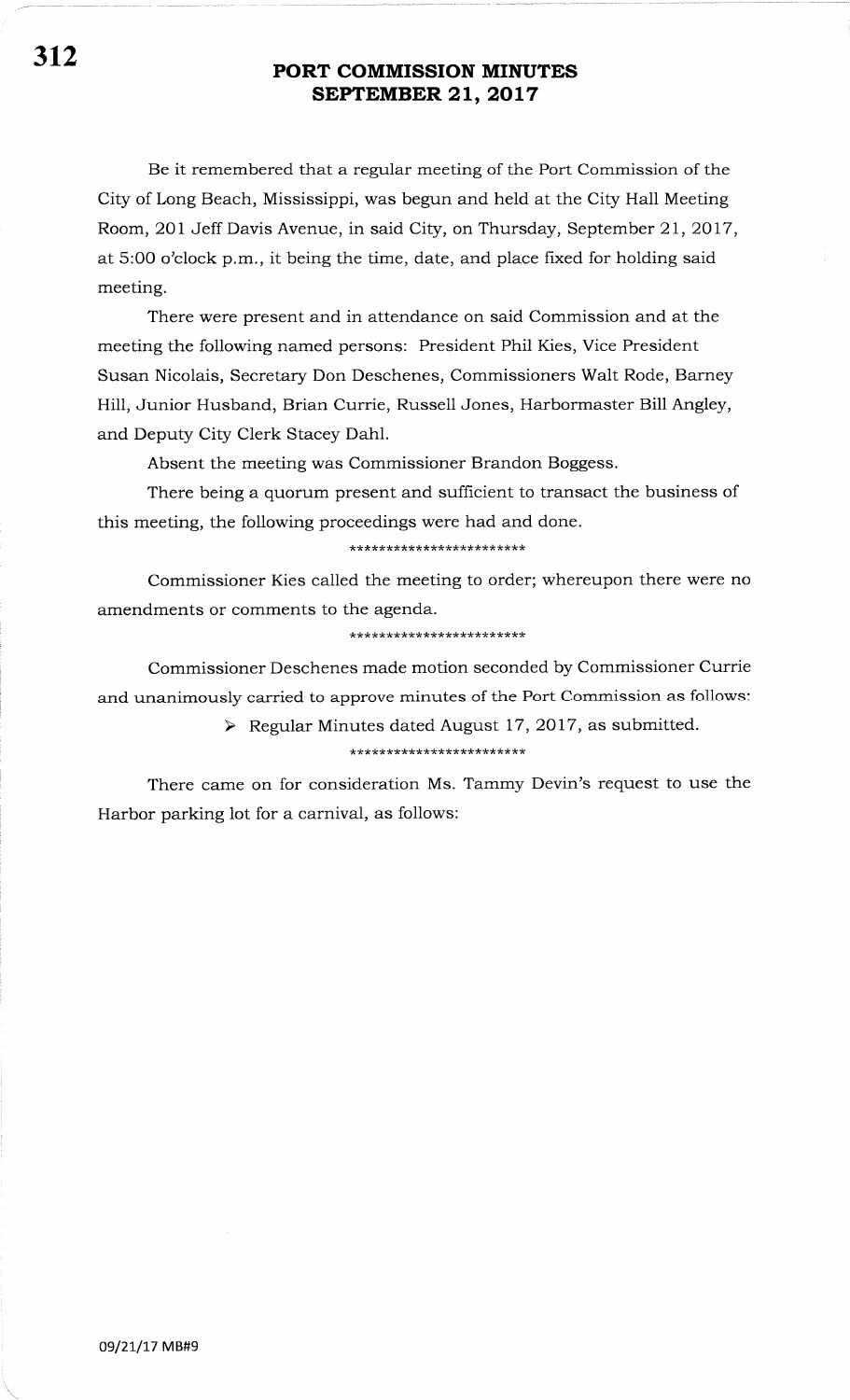# PORT COMMISSION MINUTES
# SEPTEMBER 21, 2017

Be it remembered that a regular meeting of the Port Commission of the City of Long Beach, Mississippi, was begun and held at the City Hall Meeting Room, 201 Jeff Davis Avenue, in said City, on Thursday, September 21, 2017, at 5:00 o'clock p.m., it being the time, date, and place fixed for holding said meeting.

There were present and in attendance on said Commission and at the meeting the following named persons: President Phil Kies, Vice President Susan Nicolais, Secretary Don Deschenes, Commissioners Walt Rode, Barney Hill, Junior Husband, Brian Currie, Russell Jones, Harbormaster Bill Angley, and Deputy City Clerk Stacey Dahl.

Absent the meeting was Commissioner Brandon Boggess.

There being a quorum present and sufficient to transact the business of this meeting, the following proceedings were had and done.

************************

Commissioner Kies called the meeting to order; whereupon there were no amendments or comments to the agenda.

************************

Commissioner Deschenes made motion seconded by Commissioner Currie and unanimously carried to approve minutes of the Port Commission as follows:

- Regular Minutes dated August 17, 2017, as submitted.

************************

There came on for consideration Ms. Tammy Devin's request to use the Harbor parking lot for a carnival, as follows:

09/21/17 MB#9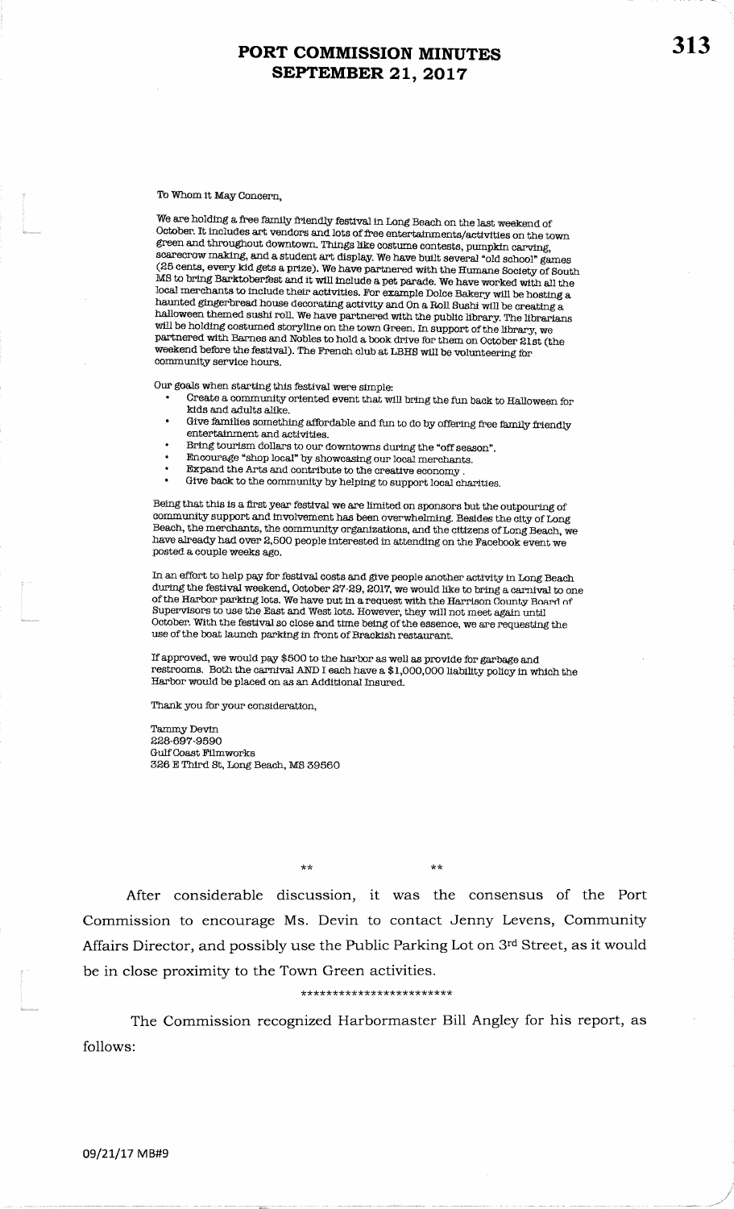To Whom it May Concern,

We are holding a free family friendly festival in Long Beach on the last weekend of October. It includes art vendors and lots of free entertainments/activities on the town green and throughout downtown. Things like costume contests, pumpkin carving, scarecrow making, and a student art display. We have built several "old school" games (25 cents, every kid gets a prize). We have partnered with the Humane Society of South MS to bring Barktoberfest and it will include a pet parade. We have worked with all the local merchants to include their activities. For example Dolce Bakery will be hosting a haunted gingerbread house decorating activity and On a Roll Sushi will be creating a halloween themed sushi roll. We have partnered with the public library. The librarians will be holding costumed storyline on the town Green. In support of the library, we partnered with Barnes and Nobles to hold a book drive for them on October 21st (the weekend before the festival). The French club at LBHS will be volunteering for community service hours.

Our goals when starting this festival were simple:

- Create a community oriented event that will bring the fun back to Halloween for kids and adults alike.
- Give families something affordable and fun to do by offering free family friendly entertainment and activities.
- Bring tourism dollars to our downtowns during the "off season".
- Encourage "shop local" by showcasing our local merchants.
- Expand the Arts and contribute to the creative economy .
- Give back to the community by helping to support local charities.

Being that this is a first year festival we are limited on sponsors but the outpouring of community support and involvement has been overwhelming. Besides the city of Long Beach, the merchants, the community organizations, and the citizens of Long Beach, we have already had over 2,500 people interested in attending on the Facebook event we posted a couple weeks ago.

In an effort to help pay for festival costs and give people another activity in Long Beach during the festival weekend, October 27-29, 2017, we would like to bring a carnival to one of the Harbor parking lots. We have put in a request with the Harrison County Board of Supervisors to use the East and West lots. However, they will not meet again until October. With the festival so close and time being of the essence, we are requesting the use of the boat launch parking in front of Brackish restaurant.

If approved, we would pay $500 to the harbor as well as provide for garbage and restrooms. Both the carnival AND I each have a $1,000,000 liability policy in which the Harbor would be placed on as an Additional Insured.

Thank you for your consideration,

Tammy Devin
228-697-9590
Gulf Coast Filmworks
326 E Third St, Long Beach, MS 39560

** **

After considerable discussion, it was the consensus of the Port Commission to encourage Ms. Devin to contact Jenny Levens, Community Affairs Director, and possibly use the Public Parking Lot on 3rd Street, as it would be in close proximity to the Town Green activities.

************************

The Commission recognized Harbormaster Bill Angley for his report, as follows: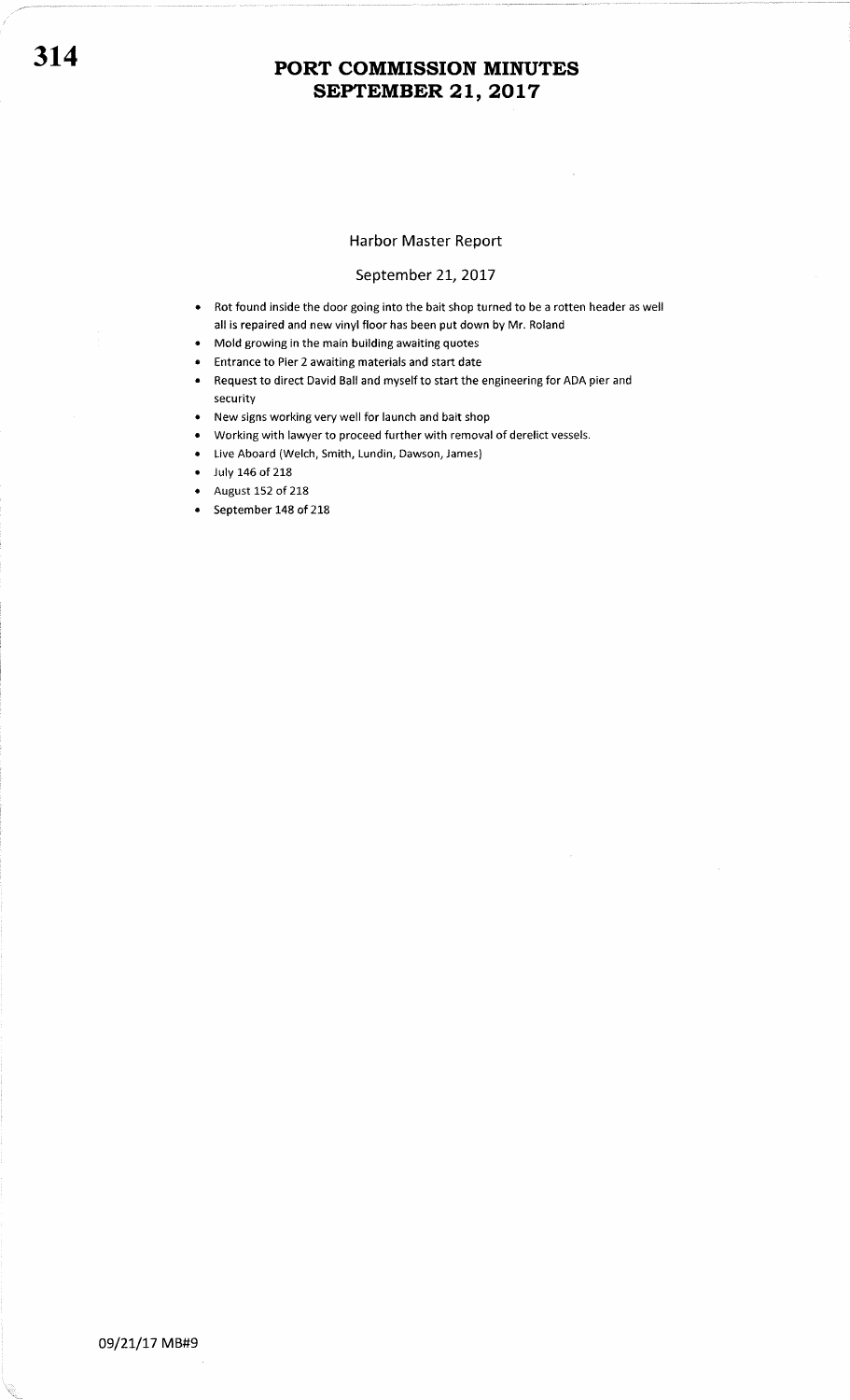## Harbor Master Report

September 21, 2017

- Rot found inside the door going into the bait shop turned to be a rotten header as well all is repaired and new vinyl floor has been put down by Mr. Roland
- Mold growing in the main building awaiting quotes
- Entrance to Pier 2 awaiting materials and start date
- Request to direct David Ball and myself to start the engineering for ADA pier and security
- New signs working very well for launch and bait shop
- Working with lawyer to proceed further with removal of derelict vessels.
- Live Aboard (Welch, Smith, Lundin, Dawson, James)
- July 146 of 218
- August 152 of 218
- September 148 of 218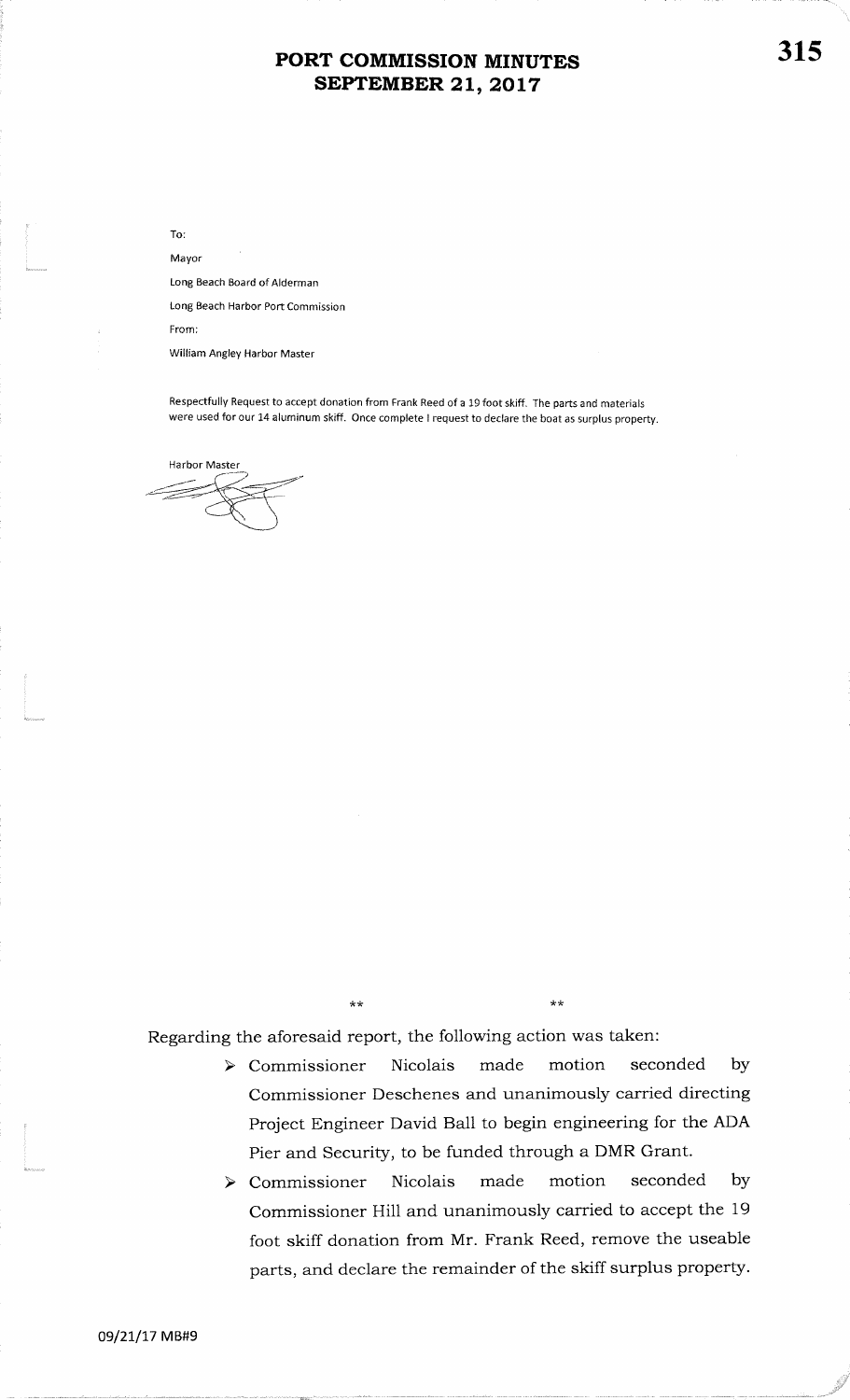To:

Mayor

Long Beach Board of Alderman

Long Beach Harbor Port Commission

From:

William Angley Harbor Master

Respectfully Request to accept donation from Frank Reed of a 19 foot skiff. The parts and materials were used for our 14 aluminum skiff. Once complete I request to declare the boat as surplus property.

Harbor Master

\*\* \*\*

Regarding the aforesaid report, the following action was taken:

- Commissioner Nicolais made motion seconded by Commissioner Deschenes and unanimously carried directing Project Engineer David Ball to begin engineering for the ADA Pier and Security, to be funded through a DMR Grant.
- Commissioner Nicolais made motion seconded by Commissioner Hill and unanimously carried to accept the 19 foot skiff donation from Mr. Frank Reed, remove the useable parts, and declare the remainder of the skiff surplus property.

09/21/17 MB#9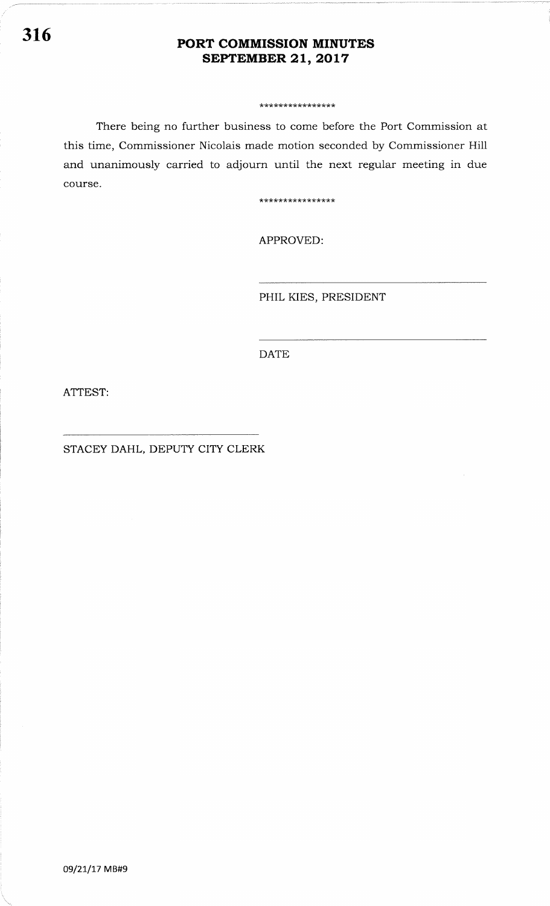# PORT COMMISSION MINUTES
# SEPTEMBER 21, 2017

****************

There being no further business to come before the Port Commission at this time, Commissioner Nicolais made motion seconded by Commissioner Hill and unanimously carried to adjourn until the next regular meeting in due course.

****************

APPROVED:

PHIL KIES, PRESIDENT

DATE

ATTEST:

STACEY DAHL, DEPUTY CITY CLERK

09/21/17 MB#9